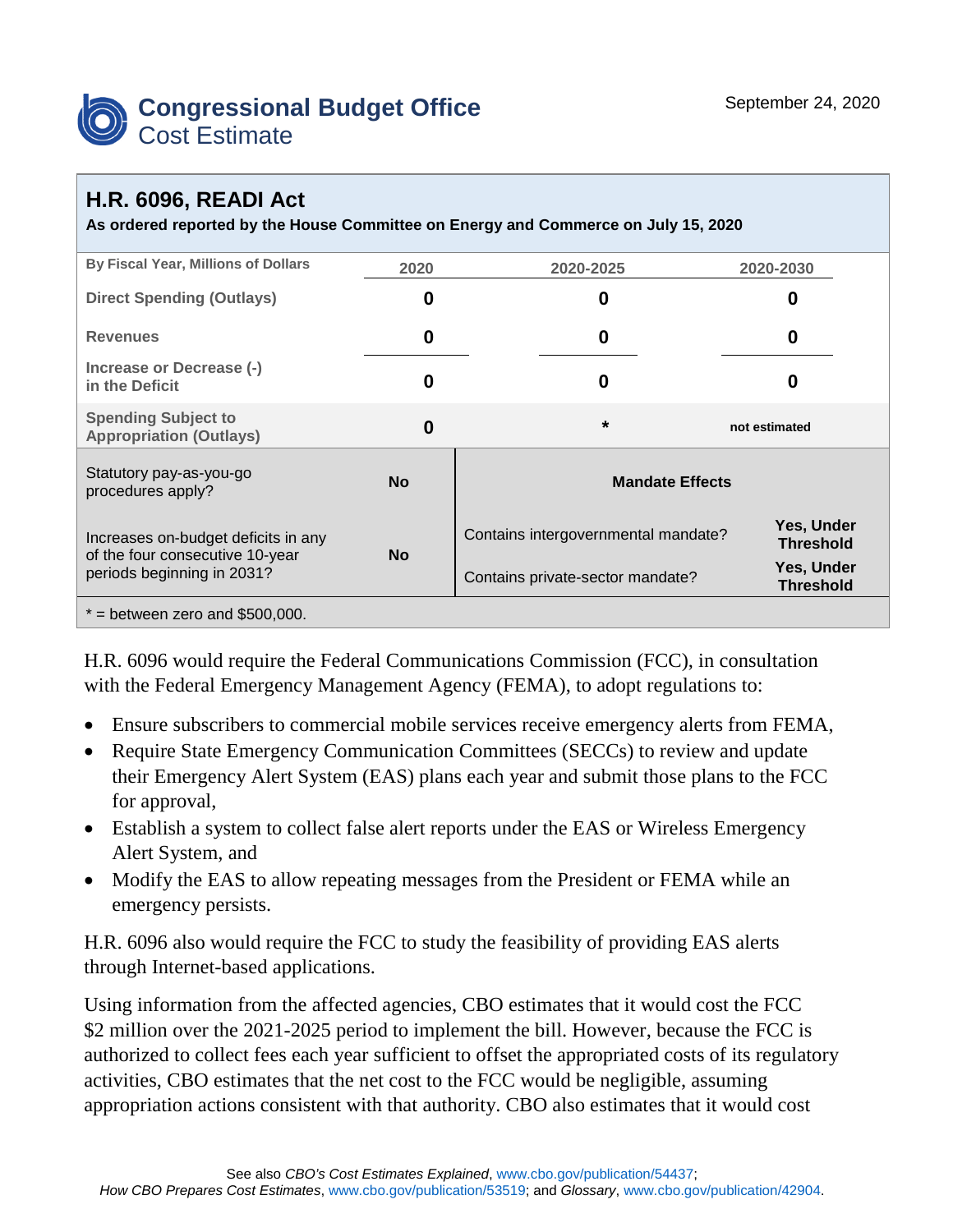# Congressional Budget Office
## Cost Estimate

September 24, 2020

## H.R. 6096, READI Act

**As ordered reported by the House Committee on Energy and Commerce on July 15, 2020**

| By Fiscal Year, Millions of Dollars | 2020 | 2020-2025 | 2020-2030 |
|---|---|---|---|
| Direct Spending (Outlays) | 0 | 0 | 0 |
| Revenues | 0 | 0 | 0 |
| Increase or Decrease (-) in the Deficit | 0 | 0 | 0 |
| Spending Subject to Appropriation (Outlays) | 0 | * | not estimated |

| Statutory pay-as-you-go procedures apply? | No | **Mandate Effects** | |
|---|---|---|---|
| Increases on-budget deficits in any of the four consecutive 10-year periods beginning in 2031? | No | Contains intergovernmental mandate? | Yes, Under Threshold |
| | | Contains private-sector mandate? | Yes, Under Threshold |

* = between zero and $500,000.

H.R. 6096 would require the Federal Communications Commission (FCC), in consultation with the Federal Emergency Management Agency (FEMA), to adopt regulations to:

- Ensure subscribers to commercial mobile services receive emergency alerts from FEMA,
- Require State Emergency Communication Committees (SECCs) to review and update their Emergency Alert System (EAS) plans each year and submit those plans to the FCC for approval,
- Establish a system to collect false alert reports under the EAS or Wireless Emergency Alert System, and
- Modify the EAS to allow repeating messages from the President or FEMA while an emergency persists.

H.R. 6096 also would require the FCC to study the feasibility of providing EAS alerts through Internet-based applications.

Using information from the affected agencies, CBO estimates that it would cost the FCC $2 million over the 2021-2025 period to implement the bill. However, because the FCC is authorized to collect fees each year sufficient to offset the appropriated costs of its regulatory activities, CBO estimates that the net cost to the FCC would be negligible, assuming appropriation actions consistent with that authority. CBO also estimates that it would cost

See also *CBO's Cost Estimates Explained*, www.cbo.gov/publication/54437; *How CBO Prepares Cost Estimates*, www.cbo.gov/publication/53519; and *Glossary*, www.cbo.gov/publication/42904.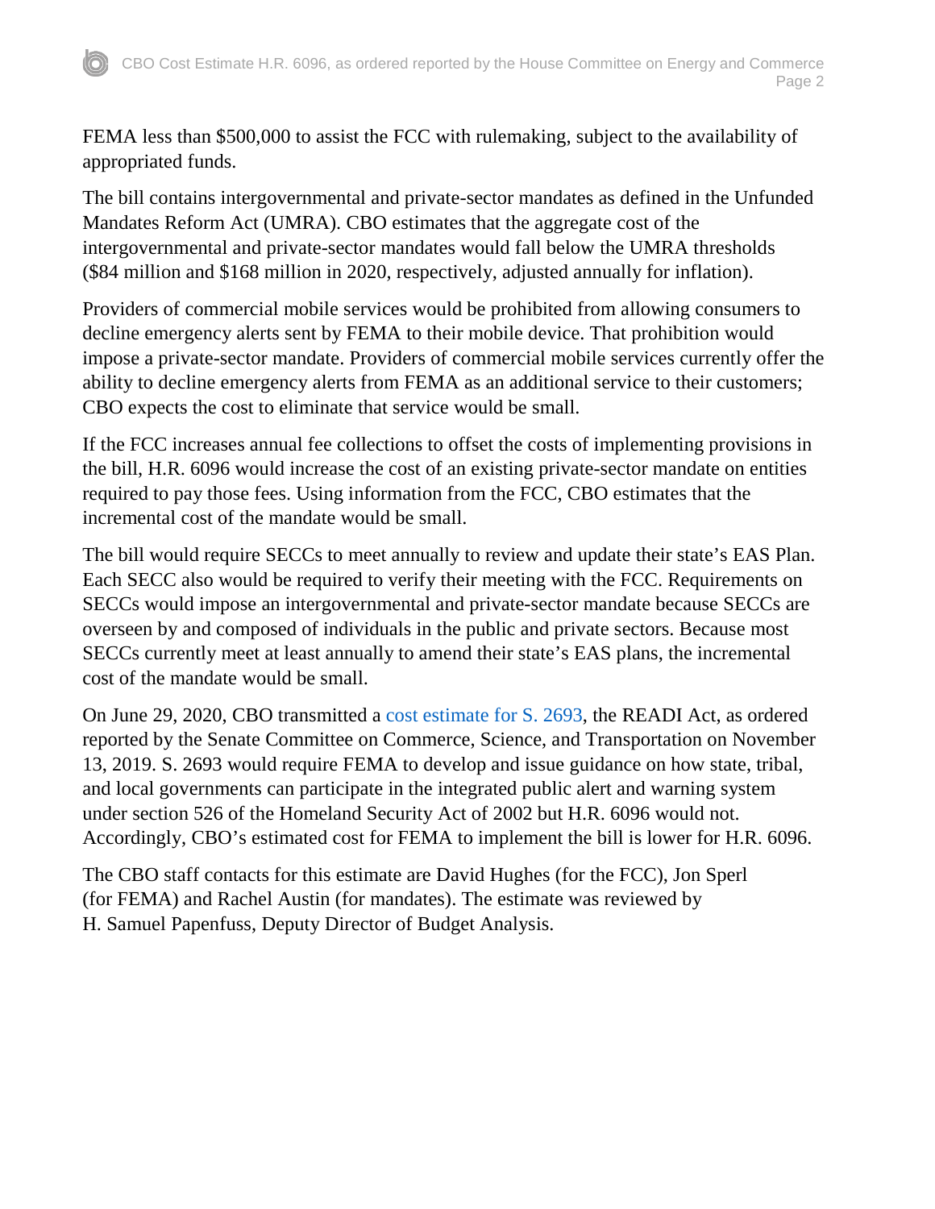FEMA less than $500,000 to assist the FCC with rulemaking, subject to the availability of appropriated funds.

The bill contains intergovernmental and private-sector mandates as defined in the Unfunded Mandates Reform Act (UMRA). CBO estimates that the aggregate cost of the intergovernmental and private-sector mandates would fall below the UMRA thresholds ($84 million and $168 million in 2020, respectively, adjusted annually for inflation).

Providers of commercial mobile services would be prohibited from allowing consumers to decline emergency alerts sent by FEMA to their mobile device. That prohibition would impose a private-sector mandate. Providers of commercial mobile services currently offer the ability to decline emergency alerts from FEMA as an additional service to their customers; CBO expects the cost to eliminate that service would be small.

If the FCC increases annual fee collections to offset the costs of implementing provisions in the bill, H.R. 6096 would increase the cost of an existing private-sector mandate on entities required to pay those fees. Using information from the FCC, CBO estimates that the incremental cost of the mandate would be small.

The bill would require SECCs to meet annually to review and update their state's EAS Plan. Each SECC also would be required to verify their meeting with the FCC. Requirements on SECCs would impose an intergovernmental and private-sector mandate because SECCs are overseen by and composed of individuals in the public and private sectors. Because most SECCs currently meet at least annually to amend their state's EAS plans, the incremental cost of the mandate would be small.

On June 29, 2020, CBO transmitted a cost estimate for S. 2693, the READI Act, as ordered reported by the Senate Committee on Commerce, Science, and Transportation on November 13, 2019. S. 2693 would require FEMA to develop and issue guidance on how state, tribal, and local governments can participate in the integrated public alert and warning system under section 526 of the Homeland Security Act of 2002 but H.R. 6096 would not. Accordingly, CBO's estimated cost for FEMA to implement the bill is lower for H.R. 6096.

The CBO staff contacts for this estimate are David Hughes (for the FCC), Jon Sperl (for FEMA) and Rachel Austin (for mandates). The estimate was reviewed by H. Samuel Papenfuss, Deputy Director of Budget Analysis.